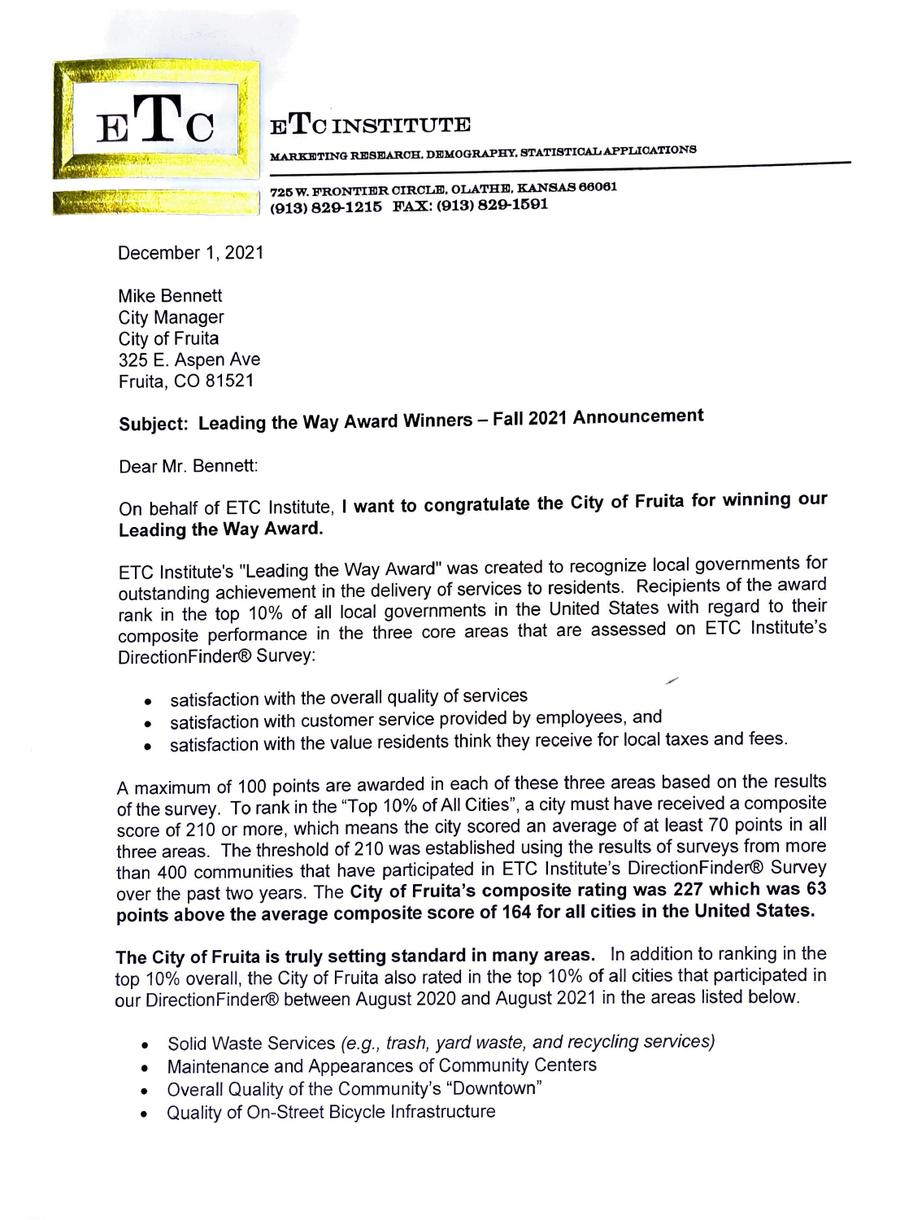# ETC INSTITUTE

MARKETING RESEARCH, DEMOGRAPHY, STATISTICAL APPLICATIONS

725 W. FRONTIER CIRCLE, OLATHE, KANSAS 66061
(913) 829-1215 FAX: (913) 829-1591

December 1, 2021

Mike Bennett
City Manager
City of Fruita
325 E. Aspen Ave
Fruita, CO 81521

**Subject: Leading the Way Award Winners – Fall 2021 Announcement**

Dear Mr. Bennett:

On behalf of ETC Institute, **I want to congratulate the City of Fruita for winning our Leading the Way Award.**

ETC Institute's "Leading the Way Award" was created to recognize local governments for outstanding achievement in the delivery of services to residents. Recipients of the award rank in the top 10% of all local governments in the United States with regard to their composite performance in the three core areas that are assessed on ETC Institute's DirectionFinder® Survey:

- satisfaction with the overall quality of services
- satisfaction with customer service provided by employees, and
- satisfaction with the value residents think they receive for local taxes and fees.

A maximum of 100 points are awarded in each of these three areas based on the results of the survey. To rank in the "Top 10% of All Cities", a city must have received a composite score of 210 or more, which means the city scored an average of at least 70 points in all three areas. The threshold of 210 was established using the results of surveys from more than 400 communities that have participated in ETC Institute's DirectionFinder® Survey over the past two years. The **City of Fruita's composite rating was 227 which was 63 points above the average composite score of 164 for all cities in the United States.**

**The City of Fruita is truly setting standard in many areas.** In addition to ranking in the top 10% overall, the City of Fruita also rated in the top 10% of all cities that participated in our DirectionFinder® between August 2020 and August 2021 in the areas listed below.

- Solid Waste Services *(e.g., trash, yard waste, and recycling services)*
- Maintenance and Appearances of Community Centers
- Overall Quality of the Community's "Downtown"
- Quality of On-Street Bicycle Infrastructure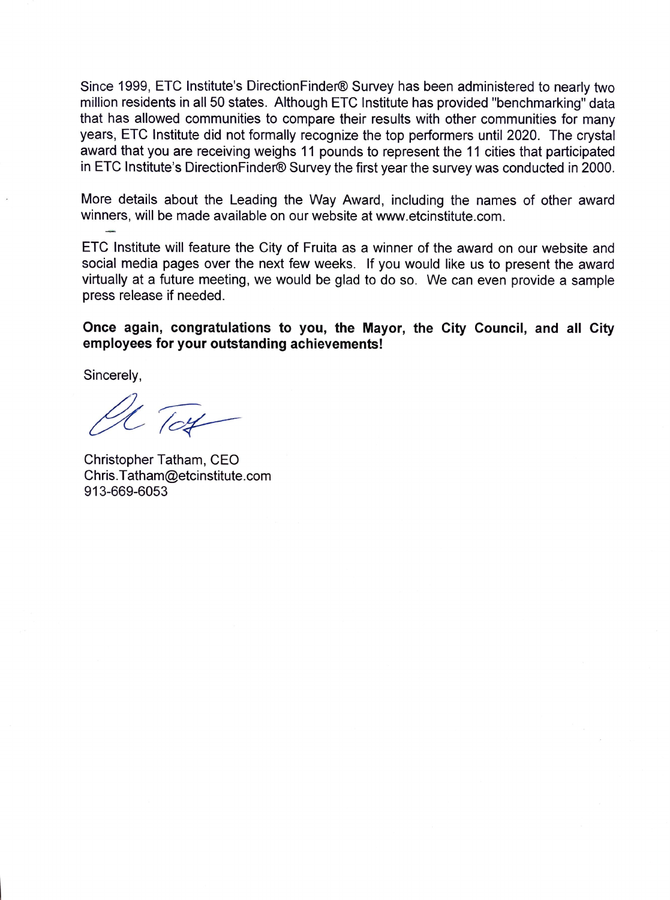Since 1999, ETC Institute's DirectionFinder® Survey has been administered to nearly two million residents in all 50 states. Although ETC Institute has provided "benchmarking" data that has allowed communities to compare their results with other communities for many years, ETC Institute did not formally recognize the top performers until 2020. The crystal award that you are receiving weighs 11 pounds to represent the 11 cities that participated in ETC Institute's DirectionFinder® Survey the first year the survey was conducted in 2000.

More details about the Leading the Way Award, including the names of other award winners, will be made available on our website at www.etcinstitute.com.

ETC Institute will feature the City of Fruita as a winner of the award on our website and social media pages over the next few weeks. If you would like us to present the award virtually at a future meeting, we would be glad to do so. We can even provide a sample press release if needed.

**Once again, congratulations to you, the Mayor, the City Council, and all City employees for your outstanding achievements!**

Sincerely,

Christopher Tatham, CEO
Chris.Tatham@etcinstitute.com
913-669-6053